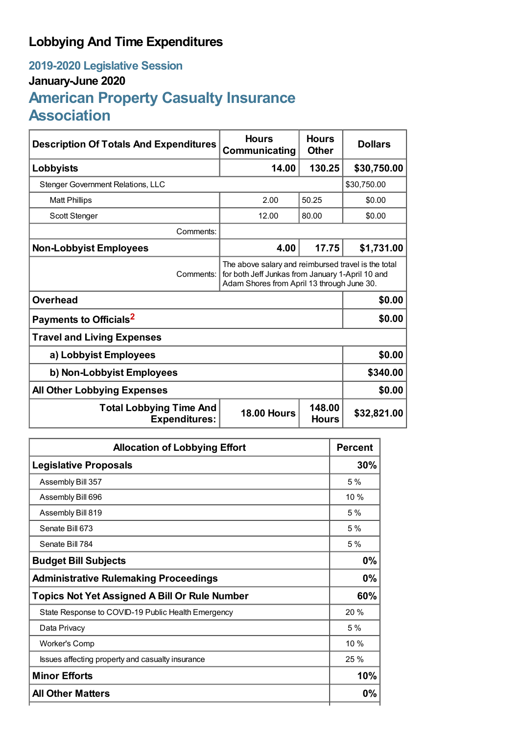# Lobbying And Time Expenditures

## 2019-2020 Legislative Session

### January-June 2020

## American Property Casualty Insurance Association

| Description Of Totals And Expenditures | Hours Communicating | Hours Other | Dollars |
|---|---|---|---|
| **Lobbyists** | **14.00** | **130.25** | **$30,750.00** |
| Stenger Government Relations, LLC | | | $30,750.00 |
| Matt Phillips | 2.00 | 50.25 | $0.00 |
| Scott Stenger | 12.00 | 80.00 | $0.00 |
| Comments: | | | |
| **Non-Lobbyist Employees** | **4.00** | **17.75** | **$1,731.00** |
| Comments: | The above salary and reimbursed travel is the total for both Jeff Junkas from January 1-April 10 and Adam Shores from April 13 through June 30. | | |
| **Overhead** | | | **$0.00** |
| **Payments to Officials**[2] | | | **$0.00** |
| **Travel and Living Expenses** | | | |
| **a) Lobbyist Employees** | | | **$0.00** |
| **b) Non-Lobbyist Employees** | | | **$340.00** |
| **All Other Lobbying Expenses** | | | **$0.00** |
| **Total Lobbying Time And Expenditures:** | **18.00 Hours** | **148.00 Hours** | **$32,821.00** |

| Allocation of Lobbying Effort | Percent |
|---|---|
| **Legislative Proposals** | **30%** |
| Assembly Bill 357 | 5 % |
| Assembly Bill 696 | 10 % |
| Assembly Bill 819 | 5 % |
| Senate Bill 673 | 5 % |
| Senate Bill 784 | 5 % |
| **Budget Bill Subjects** | **0%** |
| **Administrative Rulemaking Proceedings** | **0%** |
| **Topics Not Yet Assigned A Bill Or Rule Number** | **60%** |
| State Response to COVID-19 Public Health Emergency | 20 % |
| Data Privacy | 5 % |
| Worker's Comp | 10 % |
| Issues affecting property and casualty insurance | 25 % |
| **Minor Efforts** | **10%** |
| **All Other Matters** | **0%** |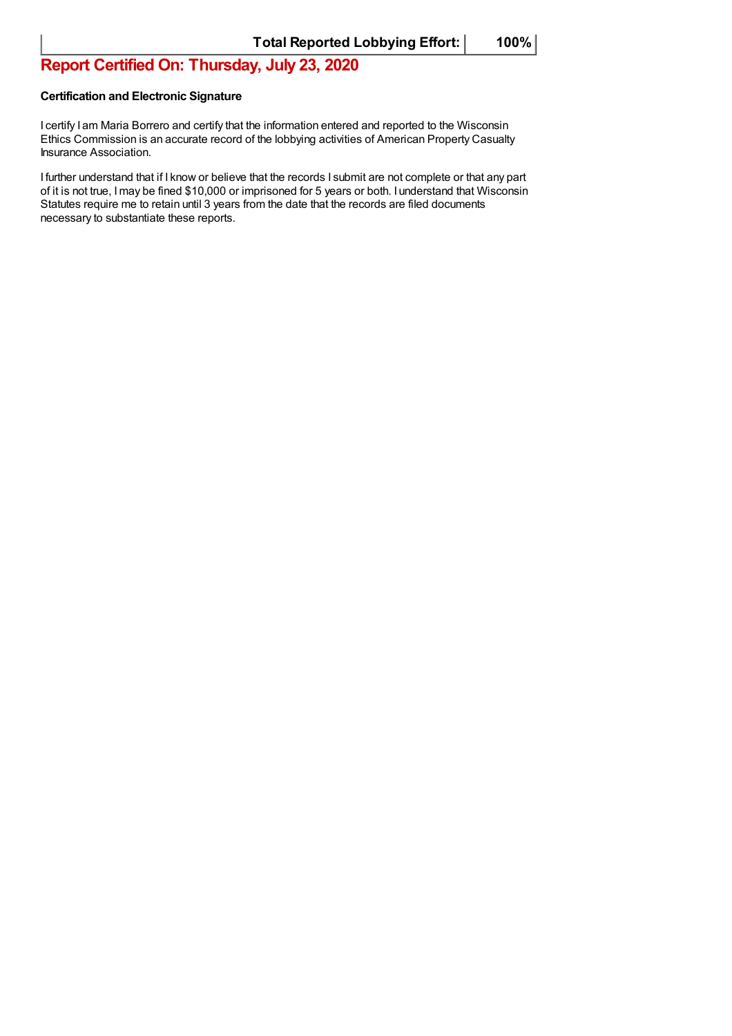| | |
|---|---|
| **Total Reported Lobbying Effort:** | **100%** |

## Report Certified On: Thursday, July 23, 2020

**Certification and Electronic Signature**

I certify I am Maria Borrero and certify that the information entered and reported to the Wisconsin Ethics Commission is an accurate record of the lobbying activities of American Property Casualty Insurance Association.

I further understand that if I know or believe that the records I submit are not complete or that any part of it is not true, I may be fined $10,000 or imprisoned for 5 years or both. I understand that Wisconsin Statutes require me to retain until 3 years from the date that the records are filed documents necessary to substantiate these reports.